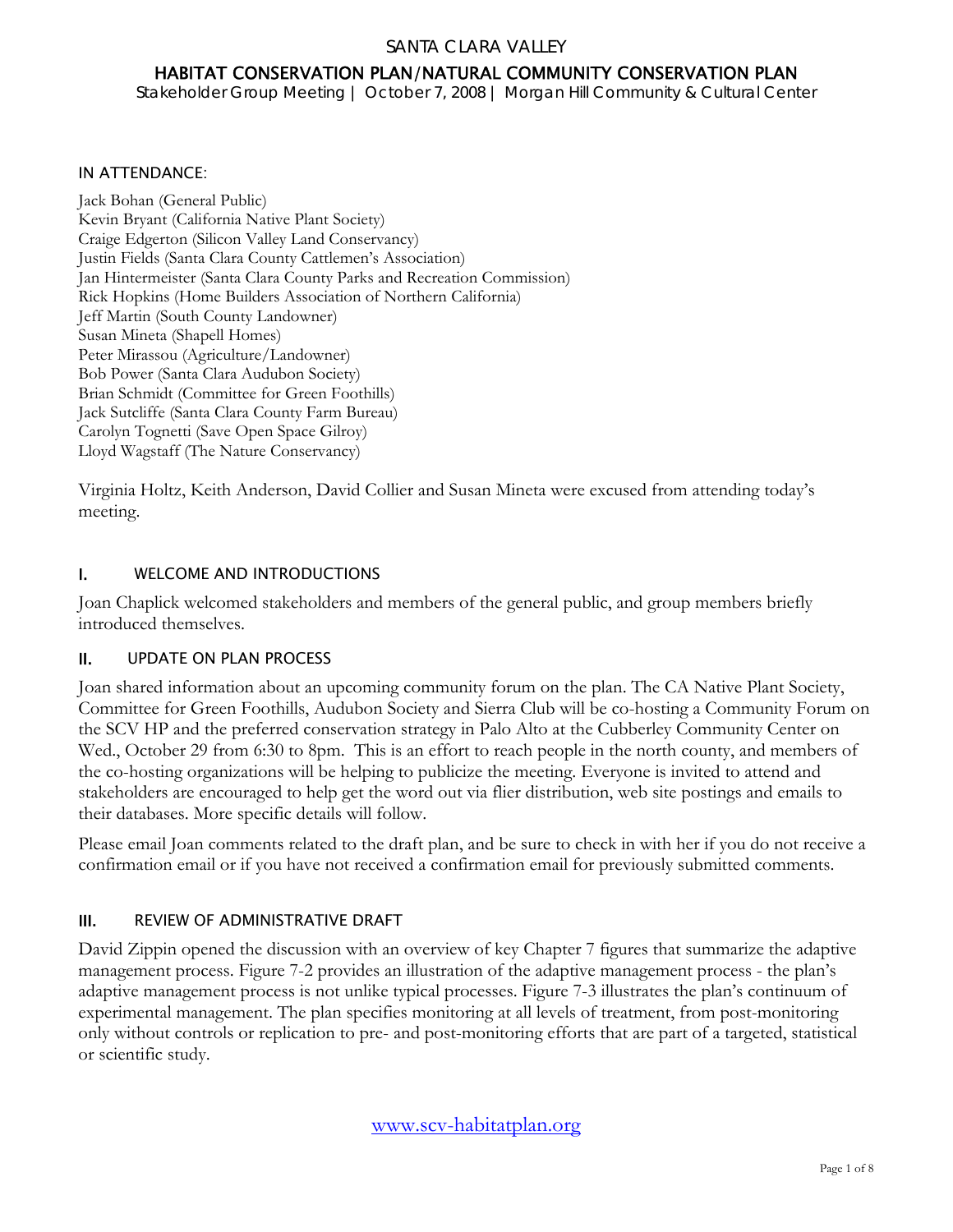# SANTA CLARA VALLEY

## HABITAT CONSERVATION PLAN/NATURAL COMMUNITY CONSERVATION PLAN

Stakeholder Group Meeting | October 7, 2008 | Morgan Hill Community & Cultural Center

### IN ATTENDANCE:

Jack Bohan (General Public)
Kevin Bryant (California Native Plant Society)
Craige Edgerton (Silicon Valley Land Conservancy)
Justin Fields (Santa Clara County Cattlemen's Association)
Jan Hintermeister (Santa Clara County Parks and Recreation Commission)
Rick Hopkins (Home Builders Association of Northern California)
Jeff Martin (South County Landowner)
Susan Mineta (Shapell Homes)
Peter Mirassou (Agriculture/Landowner)
Bob Power (Santa Clara Audubon Society)
Brian Schmidt (Committee for Green Foothills)
Jack Sutcliffe (Santa Clara County Farm Bureau)
Carolyn Tognetti (Save Open Space Gilroy)
Lloyd Wagstaff (The Nature Conservancy)

Virginia Holtz, Keith Anderson, David Collier and Susan Mineta were excused from attending today's meeting.

### I. WELCOME AND INTRODUCTIONS

Joan Chaplick welcomed stakeholders and members of the general public, and group members briefly introduced themselves.

### II. UPDATE ON PLAN PROCESS

Joan shared information about an upcoming community forum on the plan. The CA Native Plant Society, Committee for Green Foothills, Audubon Society and Sierra Club will be co-hosting a Community Forum on the SCV HP and the preferred conservation strategy in Palo Alto at the Cubberley Community Center on Wed., October 29 from 6:30 to 8pm. This is an effort to reach people in the north county, and members of the co-hosting organizations will be helping to publicize the meeting. Everyone is invited to attend and stakeholders are encouraged to help get the word out via flier distribution, web site postings and emails to their databases. More specific details will follow.

Please email Joan comments related to the draft plan, and be sure to check in with her if you do not receive a confirmation email or if you have not received a confirmation email for previously submitted comments.

### III. REVIEW OF ADMINISTRATIVE DRAFT

David Zippin opened the discussion with an overview of key Chapter 7 figures that summarize the adaptive management process. Figure 7-2 provides an illustration of the adaptive management process - the plan's adaptive management process is not unlike typical processes. Figure 7-3 illustrates the plan's continuum of experimental management. The plan specifies monitoring at all levels of treatment, from post-monitoring only without controls or replication to pre- and post-monitoring efforts that are part of a targeted, statistical or scientific study.

www.scv-habitatplan.org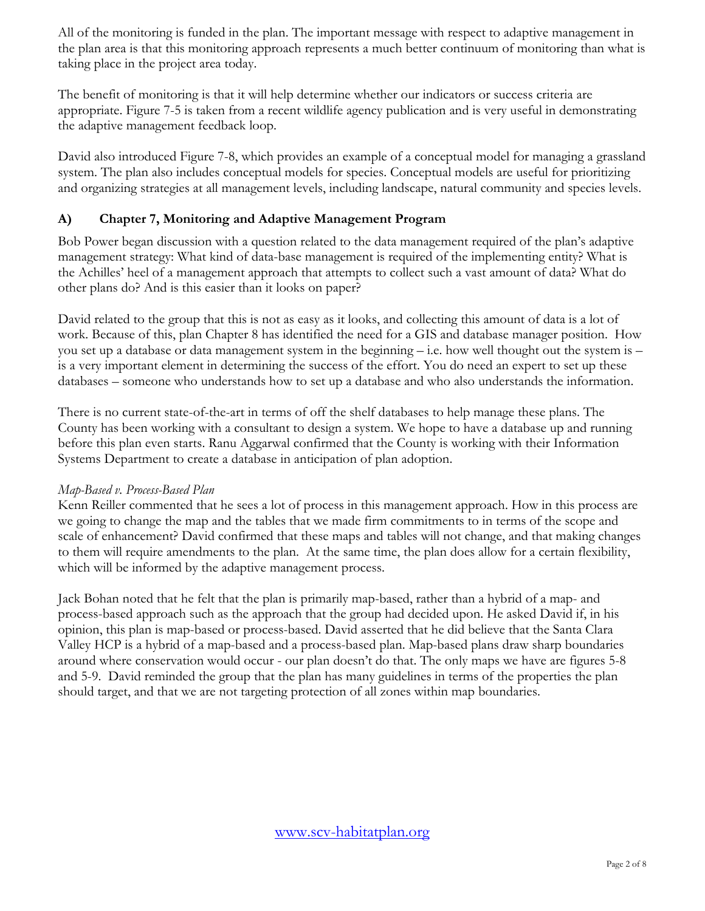All of the monitoring is funded in the plan. The important message with respect to adaptive management in the plan area is that this monitoring approach represents a much better continuum of monitoring than what is taking place in the project area today.

The benefit of monitoring is that it will help determine whether our indicators or success criteria are appropriate. Figure 7-5 is taken from a recent wildlife agency publication and is very useful in demonstrating the adaptive management feedback loop.

David also introduced Figure 7-8, which provides an example of a conceptual model for managing a grassland system. The plan also includes conceptual models for species. Conceptual models are useful for prioritizing and organizing strategies at all management levels, including landscape, natural community and species levels.

### A) Chapter 7, Monitoring and Adaptive Management Program

Bob Power began discussion with a question related to the data management required of the plan's adaptive management strategy: What kind of data-base management is required of the implementing entity? What is the Achilles' heel of a management approach that attempts to collect such a vast amount of data? What do other plans do? And is this easier than it looks on paper?

David related to the group that this is not as easy as it looks, and collecting this amount of data is a lot of work. Because of this, plan Chapter 8 has identified the need for a GIS and database manager position. How you set up a database or data management system in the beginning – i.e. how well thought out the system is – is a very important element in determining the success of the effort. You do need an expert to set up these databases – someone who understands how to set up a database and who also understands the information.

There is no current state-of-the-art in terms of off the shelf databases to help manage these plans. The County has been working with a consultant to design a system. We hope to have a database up and running before this plan even starts. Ranu Aggarwal confirmed that the County is working with their Information Systems Department to create a database in anticipation of plan adoption.

*Map-Based v. Process-Based Plan*

Kenn Reiller commented that he sees a lot of process in this management approach. How in this process are we going to change the map and the tables that we made firm commitments to in terms of the scope and scale of enhancement? David confirmed that these maps and tables will not change, and that making changes to them will require amendments to the plan. At the same time, the plan does allow for a certain flexibility, which will be informed by the adaptive management process.

Jack Bohan noted that he felt that the plan is primarily map-based, rather than a hybrid of a map- and process-based approach such as the approach that the group had decided upon. He asked David if, in his opinion, this plan is map-based or process-based. David asserted that he did believe that the Santa Clara Valley HCP is a hybrid of a map-based and a process-based plan. Map-based plans draw sharp boundaries around where conservation would occur - our plan doesn't do that. The only maps we have are figures 5-8 and 5-9. David reminded the group that the plan has many guidelines in terms of the properties the plan should target, and that we are not targeting protection of all zones within map boundaries.

www.scv-habitatplan.org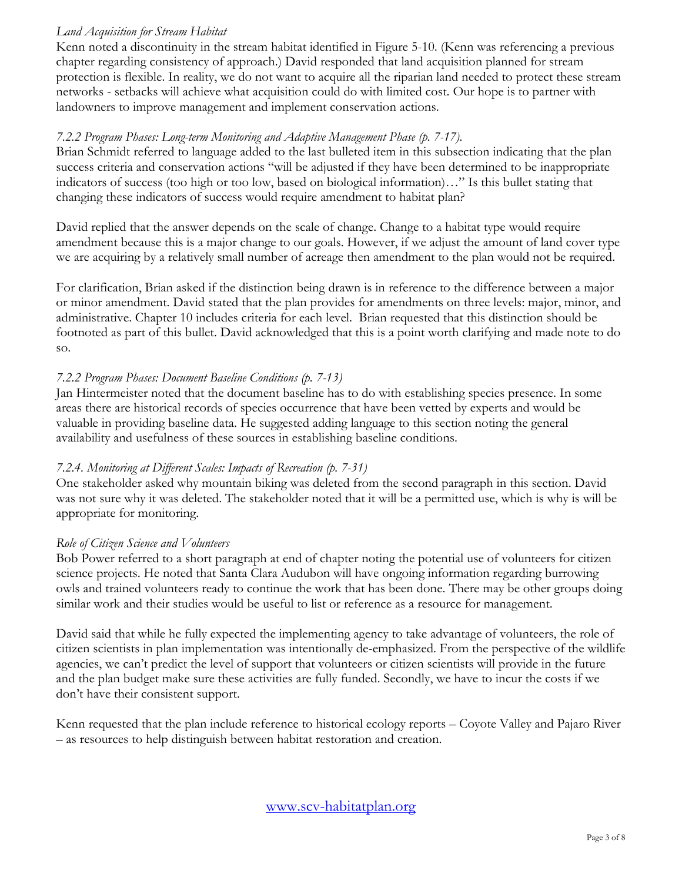*Land Acquisition for Stream Habitat*

Kenn noted a discontinuity in the stream habitat identified in Figure 5-10. (Kenn was referencing a previous chapter regarding consistency of approach.) David responded that land acquisition planned for stream protection is flexible. In reality, we do not want to acquire all the riparian land needed to protect these stream networks - setbacks will achieve what acquisition could do with limited cost. Our hope is to partner with landowners to improve management and implement conservation actions.

*7.2.2 Program Phases: Long-term Monitoring and Adaptive Management Phase (p. 7-17).*

Brian Schmidt referred to language added to the last bulleted item in this subsection indicating that the plan success criteria and conservation actions "will be adjusted if they have been determined to be inappropriate indicators of success (too high or too low, based on biological information)…" Is this bullet stating that changing these indicators of success would require amendment to habitat plan?

David replied that the answer depends on the scale of change. Change to a habitat type would require amendment because this is a major change to our goals. However, if we adjust the amount of land cover type we are acquiring by a relatively small number of acreage then amendment to the plan would not be required.

For clarification, Brian asked if the distinction being drawn is in reference to the difference between a major or minor amendment. David stated that the plan provides for amendments on three levels: major, minor, and administrative. Chapter 10 includes criteria for each level. Brian requested that this distinction should be footnoted as part of this bullet. David acknowledged that this is a point worth clarifying and made note to do so.

*7.2.2 Program Phases: Document Baseline Conditions (p. 7-13)*

Jan Hintermeister noted that the document baseline has to do with establishing species presence. In some areas there are historical records of species occurrence that have been vetted by experts and would be valuable in providing baseline data. He suggested adding language to this section noting the general availability and usefulness of these sources in establishing baseline conditions.

*7.2.4. Monitoring at Different Scales: Impacts of Recreation (p. 7-31)*

One stakeholder asked why mountain biking was deleted from the second paragraph in this section. David was not sure why it was deleted. The stakeholder noted that it will be a permitted use, which is why is will be appropriate for monitoring.

*Role of Citizen Science and Volunteers*

Bob Power referred to a short paragraph at end of chapter noting the potential use of volunteers for citizen science projects. He noted that Santa Clara Audubon will have ongoing information regarding burrowing owls and trained volunteers ready to continue the work that has been done. There may be other groups doing similar work and their studies would be useful to list or reference as a resource for management.

David said that while he fully expected the implementing agency to take advantage of volunteers, the role of citizen scientists in plan implementation was intentionally de-emphasized. From the perspective of the wildlife agencies, we can't predict the level of support that volunteers or citizen scientists will provide in the future and the plan budget make sure these activities are fully funded. Secondly, we have to incur the costs if we don't have their consistent support.

Kenn requested that the plan include reference to historical ecology reports – Coyote Valley and Pajaro River – as resources to help distinguish between habitat restoration and creation.

www.scv-habitatplan.org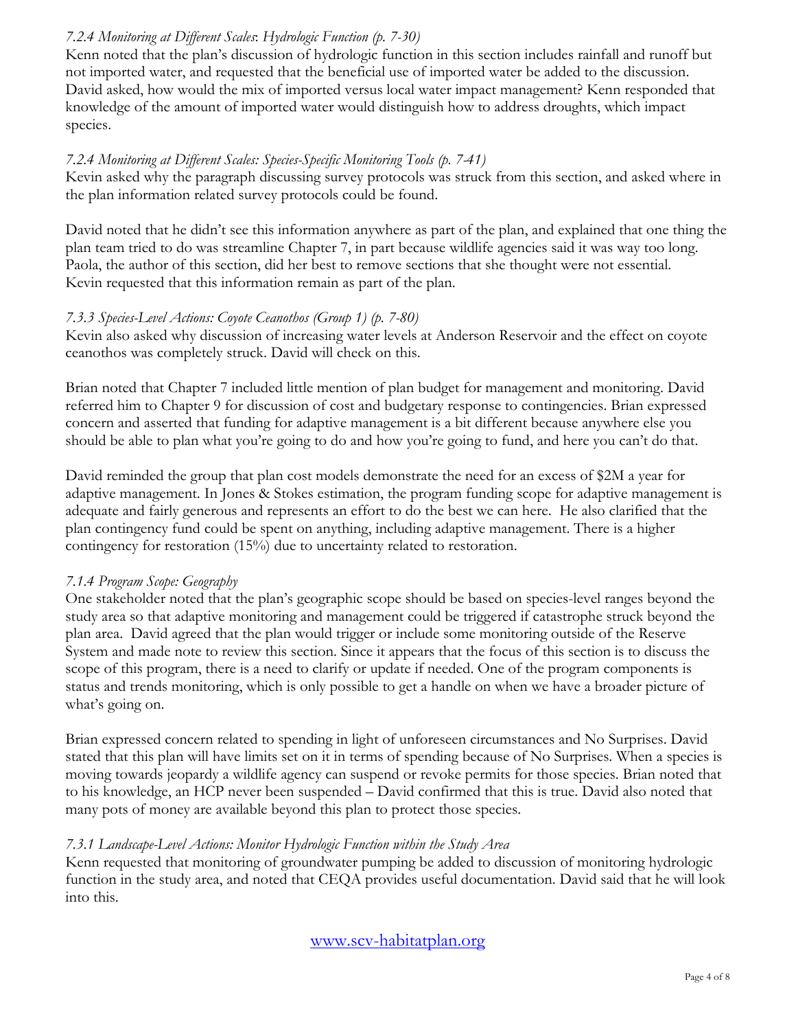*7.2.4 Monitoring at Different Scales: Hydrologic Function (p. 7-30)*

Kenn noted that the plan's discussion of hydrologic function in this section includes rainfall and runoff but not imported water, and requested that the beneficial use of imported water be added to the discussion. David asked, how would the mix of imported versus local water impact management? Kenn responded that knowledge of the amount of imported water would distinguish how to address droughts, which impact species.

*7.2.4 Monitoring at Different Scales: Species-Specific Monitoring Tools (p. 7-41)*

Kevin asked why the paragraph discussing survey protocols was struck from this section, and asked where in the plan information related survey protocols could be found.

David noted that he didn't see this information anywhere as part of the plan, and explained that one thing the plan team tried to do was streamline Chapter 7, in part because wildlife agencies said it was way too long. Paola, the author of this section, did her best to remove sections that she thought were not essential. Kevin requested that this information remain as part of the plan.

*7.3.3 Species-Level Actions: Coyote Ceanothos (Group 1) (p. 7-80)*

Kevin also asked why discussion of increasing water levels at Anderson Reservoir and the effect on coyote ceanothos was completely struck. David will check on this.

Brian noted that Chapter 7 included little mention of plan budget for management and monitoring. David referred him to Chapter 9 for discussion of cost and budgetary response to contingencies. Brian expressed concern and asserted that funding for adaptive management is a bit different because anywhere else you should be able to plan what you're going to do and how you're going to fund, and here you can't do that.

David reminded the group that plan cost models demonstrate the need for an excess of $2M a year for adaptive management. In Jones & Stokes estimation, the program funding scope for adaptive management is adequate and fairly generous and represents an effort to do the best we can here. He also clarified that the plan contingency fund could be spent on anything, including adaptive management. There is a higher contingency for restoration (15%) due to uncertainty related to restoration.

*7.1.4 Program Scope: Geography*

One stakeholder noted that the plan's geographic scope should be based on species-level ranges beyond the study area so that adaptive monitoring and management could be triggered if catastrophe struck beyond the plan area. David agreed that the plan would trigger or include some monitoring outside of the Reserve System and made note to review this section. Since it appears that the focus of this section is to discuss the scope of this program, there is a need to clarify or update if needed. One of the program components is status and trends monitoring, which is only possible to get a handle on when we have a broader picture of what's going on.

Brian expressed concern related to spending in light of unforeseen circumstances and No Surprises. David stated that this plan will have limits set on it in terms of spending because of No Surprises. When a species is moving towards jeopardy a wildlife agency can suspend or revoke permits for those species. Brian noted that to his knowledge, an HCP never been suspended – David confirmed that this is true. David also noted that many pots of money are available beyond this plan to protect those species.

*7.3.1 Landscape-Level Actions: Monitor Hydrologic Function within the Study Area*

Kenn requested that monitoring of groundwater pumping be added to discussion of monitoring hydrologic function in the study area, and noted that CEQA provides useful documentation. David said that he will look into this.

www.scv-habitatplan.org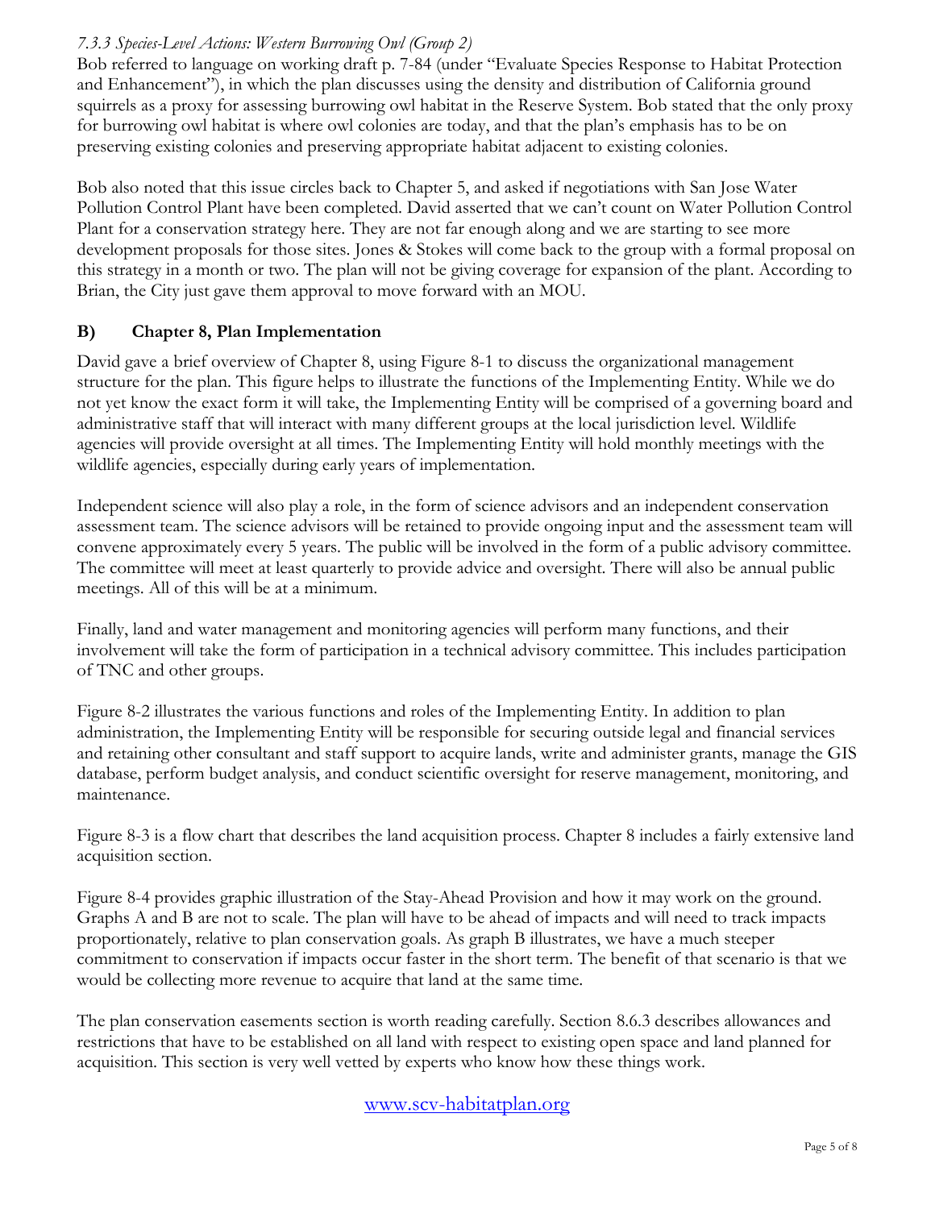*7.3.3 Species-Level Actions: Western Burrowing Owl (Group 2)*

Bob referred to language on working draft p. 7-84 (under "Evaluate Species Response to Habitat Protection and Enhancement"), in which the plan discusses using the density and distribution of California ground squirrels as a proxy for assessing burrowing owl habitat in the Reserve System. Bob stated that the only proxy for burrowing owl habitat is where owl colonies are today, and that the plan's emphasis has to be on preserving existing colonies and preserving appropriate habitat adjacent to existing colonies.

Bob also noted that this issue circles back to Chapter 5, and asked if negotiations with San Jose Water Pollution Control Plant have been completed. David asserted that we can't count on Water Pollution Control Plant for a conservation strategy here. They are not far enough along and we are starting to see more development proposals for those sites. Jones & Stokes will come back to the group with a formal proposal on this strategy in a month or two. The plan will not be giving coverage for expansion of the plant. According to Brian, the City just gave them approval to move forward with an MOU.

### B) Chapter 8, Plan Implementation

David gave a brief overview of Chapter 8, using Figure 8-1 to discuss the organizational management structure for the plan. This figure helps to illustrate the functions of the Implementing Entity. While we do not yet know the exact form it will take, the Implementing Entity will be comprised of a governing board and administrative staff that will interact with many different groups at the local jurisdiction level. Wildlife agencies will provide oversight at all times. The Implementing Entity will hold monthly meetings with the wildlife agencies, especially during early years of implementation.

Independent science will also play a role, in the form of science advisors and an independent conservation assessment team. The science advisors will be retained to provide ongoing input and the assessment team will convene approximately every 5 years. The public will be involved in the form of a public advisory committee. The committee will meet at least quarterly to provide advice and oversight. There will also be annual public meetings. All of this will be at a minimum.

Finally, land and water management and monitoring agencies will perform many functions, and their involvement will take the form of participation in a technical advisory committee. This includes participation of TNC and other groups.

Figure 8-2 illustrates the various functions and roles of the Implementing Entity. In addition to plan administration, the Implementing Entity will be responsible for securing outside legal and financial services and retaining other consultant and staff support to acquire lands, write and administer grants, manage the GIS database, perform budget analysis, and conduct scientific oversight for reserve management, monitoring, and maintenance.

Figure 8-3 is a flow chart that describes the land acquisition process. Chapter 8 includes a fairly extensive land acquisition section.

Figure 8-4 provides graphic illustration of the Stay-Ahead Provision and how it may work on the ground. Graphs A and B are not to scale. The plan will have to be ahead of impacts and will need to track impacts proportionately, relative to plan conservation goals. As graph B illustrates, we have a much steeper commitment to conservation if impacts occur faster in the short term. The benefit of that scenario is that we would be collecting more revenue to acquire that land at the same time.

The plan conservation easements section is worth reading carefully. Section 8.6.3 describes allowances and restrictions that have to be established on all land with respect to existing open space and land planned for acquisition. This section is very well vetted by experts who know how these things work.

www.scv-habitatplan.org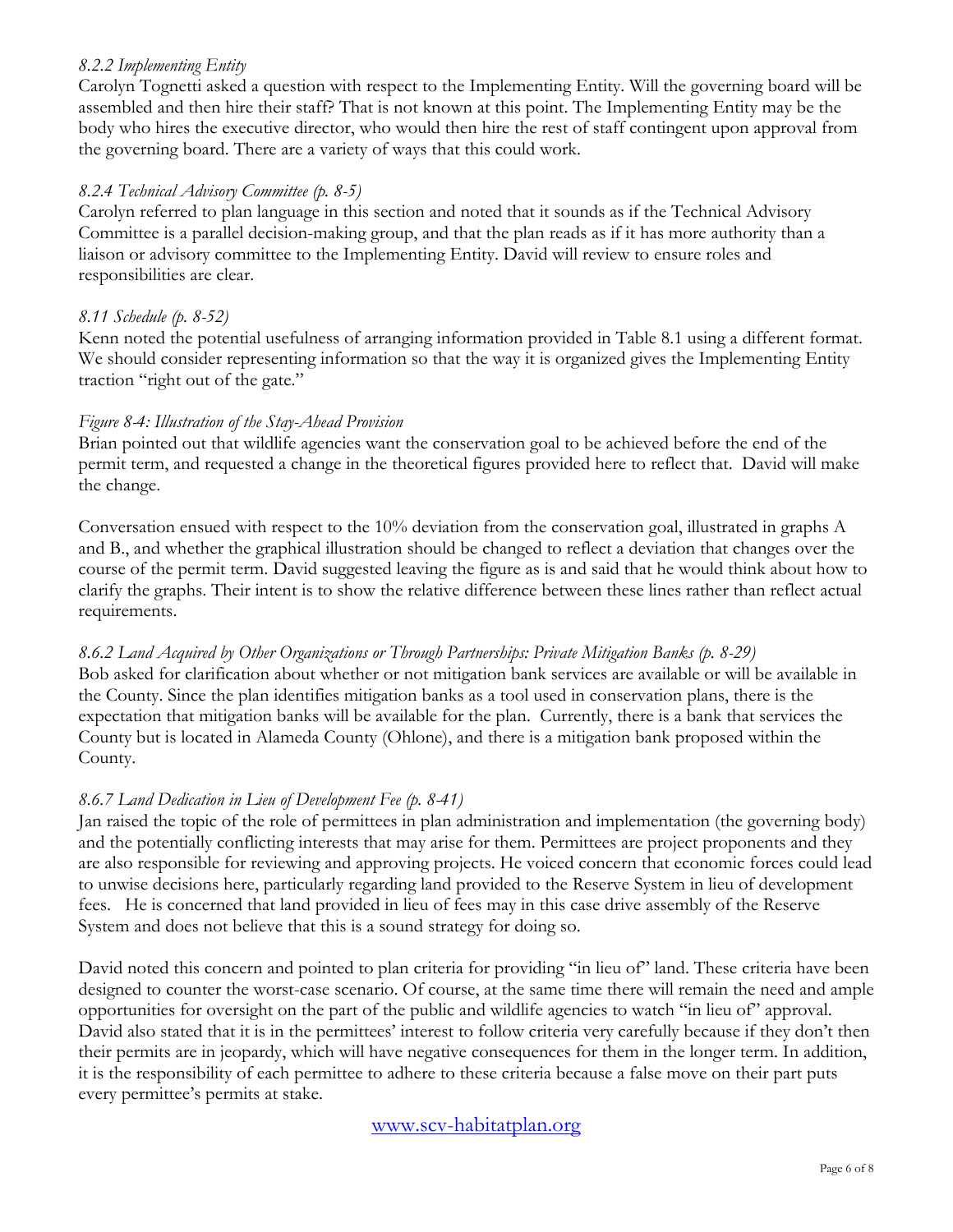*8.2.2 Implementing Entity*

Carolyn Tognetti asked a question with respect to the Implementing Entity. Will the governing board will be assembled and then hire their staff? That is not known at this point. The Implementing Entity may be the body who hires the executive director, who would then hire the rest of staff contingent upon approval from the governing board. There are a variety of ways that this could work.

*8.2.4 Technical Advisory Committee (p. 8-5)*

Carolyn referred to plan language in this section and noted that it sounds as if the Technical Advisory Committee is a parallel decision-making group, and that the plan reads as if it has more authority than a liaison or advisory committee to the Implementing Entity. David will review to ensure roles and responsibilities are clear.

*8.11 Schedule (p. 8-52)*

Kenn noted the potential usefulness of arranging information provided in Table 8.1 using a different format. We should consider representing information so that the way it is organized gives the Implementing Entity traction "right out of the gate."

*Figure 8-4: Illustration of the Stay-Ahead Provision*

Brian pointed out that wildlife agencies want the conservation goal to be achieved before the end of the permit term, and requested a change in the theoretical figures provided here to reflect that. David will make the change.

Conversation ensued with respect to the 10% deviation from the conservation goal, illustrated in graphs A and B., and whether the graphical illustration should be changed to reflect a deviation that changes over the course of the permit term. David suggested leaving the figure as is and said that he would think about how to clarify the graphs. Their intent is to show the relative difference between these lines rather than reflect actual requirements.

*8.6.2 Land Acquired by Other Organizations or Through Partnerships: Private Mitigation Banks (p. 8-29)*

Bob asked for clarification about whether or not mitigation bank services are available or will be available in the County. Since the plan identifies mitigation banks as a tool used in conservation plans, there is the expectation that mitigation banks will be available for the plan. Currently, there is a bank that services the County but is located in Alameda County (Ohlone), and there is a mitigation bank proposed within the County.

*8.6.7 Land Dedication in Lieu of Development Fee (p. 8-41)*

Jan raised the topic of the role of permittees in plan administration and implementation (the governing body) and the potentially conflicting interests that may arise for them. Permittees are project proponents and they are also responsible for reviewing and approving projects. He voiced concern that economic forces could lead to unwise decisions here, particularly regarding land provided to the Reserve System in lieu of development fees. He is concerned that land provided in lieu of fees may in this case drive assembly of the Reserve System and does not believe that this is a sound strategy for doing so.

David noted this concern and pointed to plan criteria for providing "in lieu of" land. These criteria have been designed to counter the worst-case scenario. Of course, at the same time there will remain the need and ample opportunities for oversight on the part of the public and wildlife agencies to watch "in lieu of" approval. David also stated that it is in the permittees' interest to follow criteria very carefully because if they don't then their permits are in jeopardy, which will have negative consequences for them in the longer term. In addition, it is the responsibility of each permittee to adhere to these criteria because a false move on their part puts every permittee's permits at stake.

www.scv-habitatplan.org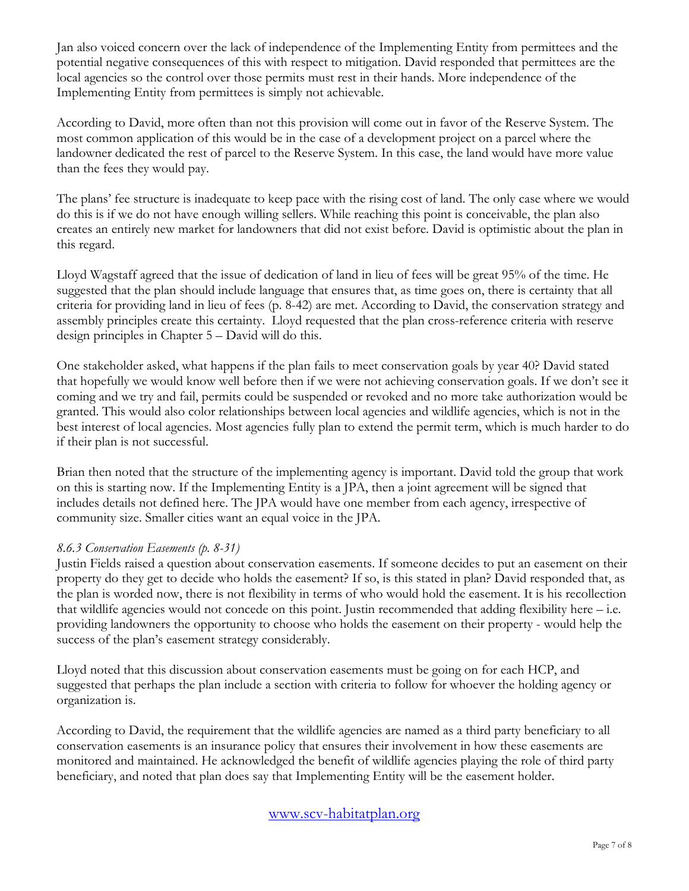Jan also voiced concern over the lack of independence of the Implementing Entity from permittees and the potential negative consequences of this with respect to mitigation. David responded that permittees are the local agencies so the control over those permits must rest in their hands. More independence of the Implementing Entity from permittees is simply not achievable.

According to David, more often than not this provision will come out in favor of the Reserve System. The most common application of this would be in the case of a development project on a parcel where the landowner dedicated the rest of parcel to the Reserve System. In this case, the land would have more value than the fees they would pay.

The plans' fee structure is inadequate to keep pace with the rising cost of land. The only case where we would do this is if we do not have enough willing sellers. While reaching this point is conceivable, the plan also creates an entirely new market for landowners that did not exist before. David is optimistic about the plan in this regard.

Lloyd Wagstaff agreed that the issue of dedication of land in lieu of fees will be great 95% of the time. He suggested that the plan should include language that ensures that, as time goes on, there is certainty that all criteria for providing land in lieu of fees (p. 8-42) are met. According to David, the conservation strategy and assembly principles create this certainty. Lloyd requested that the plan cross-reference criteria with reserve design principles in Chapter 5 – David will do this.

One stakeholder asked, what happens if the plan fails to meet conservation goals by year 40? David stated that hopefully we would know well before then if we were not achieving conservation goals. If we don't see it coming and we try and fail, permits could be suspended or revoked and no more take authorization would be granted. This would also color relationships between local agencies and wildlife agencies, which is not in the best interest of local agencies. Most agencies fully plan to extend the permit term, which is much harder to do if their plan is not successful.

Brian then noted that the structure of the implementing agency is important. David told the group that work on this is starting now. If the Implementing Entity is a JPA, then a joint agreement will be signed that includes details not defined here. The JPA would have one member from each agency, irrespective of community size. Smaller cities want an equal voice in the JPA.

*8.6.3 Conservation Easements (p. 8-31)*

Justin Fields raised a question about conservation easements. If someone decides to put an easement on their property do they get to decide who holds the easement? If so, is this stated in plan? David responded that, as the plan is worded now, there is not flexibility in terms of who would hold the easement. It is his recollection that wildlife agencies would not concede on this point. Justin recommended that adding flexibility here – i.e. providing landowners the opportunity to choose who holds the easement on their property - would help the success of the plan's easement strategy considerably.

Lloyd noted that this discussion about conservation easements must be going on for each HCP, and suggested that perhaps the plan include a section with criteria to follow for whoever the holding agency or organization is.

According to David, the requirement that the wildlife agencies are named as a third party beneficiary to all conservation easements is an insurance policy that ensures their involvement in how these easements are monitored and maintained. He acknowledged the benefit of wildlife agencies playing the role of third party beneficiary, and noted that plan does say that Implementing Entity will be the easement holder.

www.scv-habitatplan.org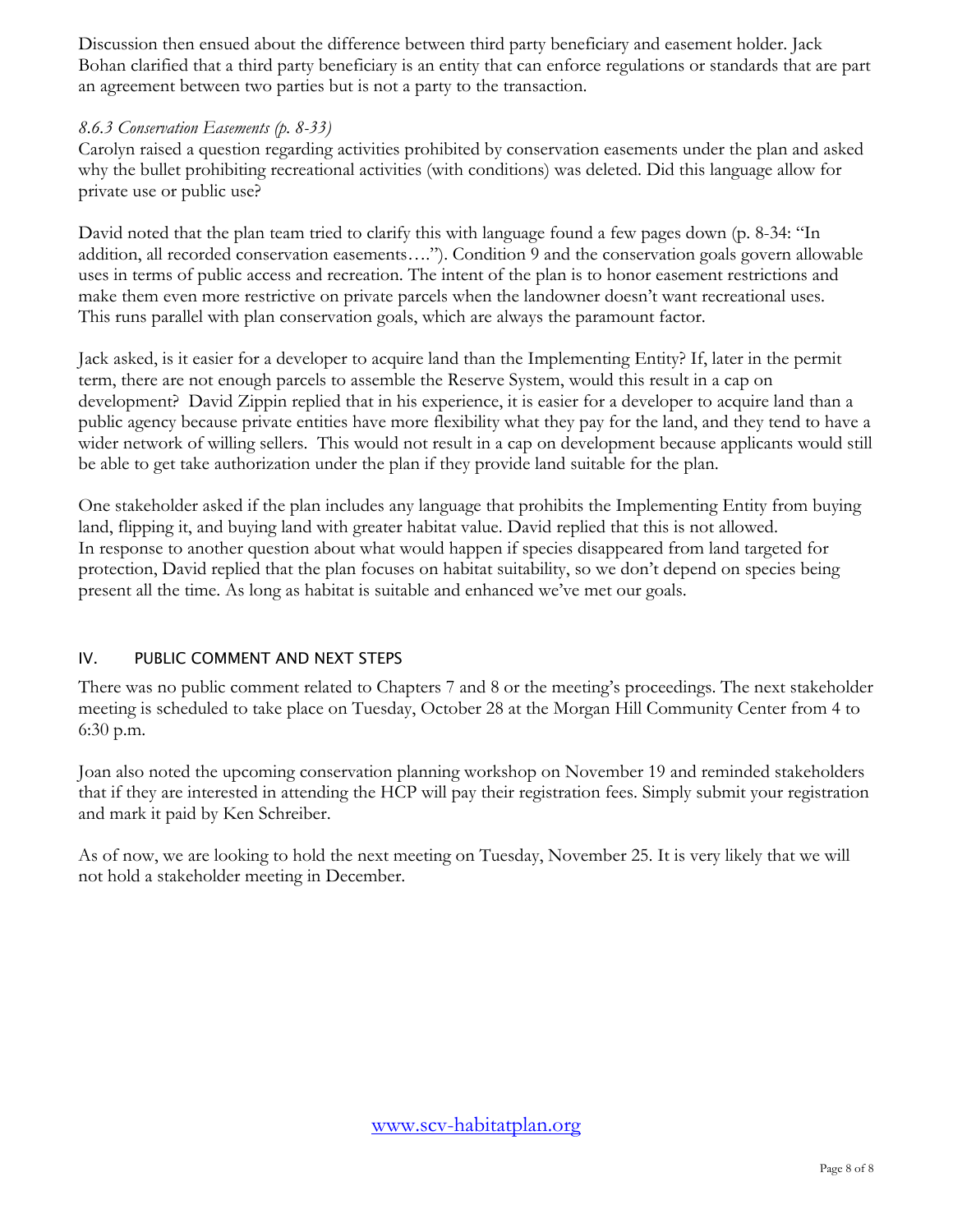Discussion then ensued about the difference between third party beneficiary and easement holder. Jack Bohan clarified that a third party beneficiary is an entity that can enforce regulations or standards that are part an agreement between two parties but is not a party to the transaction.

*8.6.3 Conservation Easements (p. 8-33)*

Carolyn raised a question regarding activities prohibited by conservation easements under the plan and asked why the bullet prohibiting recreational activities (with conditions) was deleted. Did this language allow for private use or public use?

David noted that the plan team tried to clarify this with language found a few pages down (p. 8-34: "In addition, all recorded conservation easements…."). Condition 9 and the conservation goals govern allowable uses in terms of public access and recreation. The intent of the plan is to honor easement restrictions and make them even more restrictive on private parcels when the landowner doesn't want recreational uses. This runs parallel with plan conservation goals, which are always the paramount factor.

Jack asked, is it easier for a developer to acquire land than the Implementing Entity? If, later in the permit term, there are not enough parcels to assemble the Reserve System, would this result in a cap on development? David Zippin replied that in his experience, it is easier for a developer to acquire land than a public agency because private entities have more flexibility what they pay for the land, and they tend to have a wider network of willing sellers. This would not result in a cap on development because applicants would still be able to get take authorization under the plan if they provide land suitable for the plan.

One stakeholder asked if the plan includes any language that prohibits the Implementing Entity from buying land, flipping it, and buying land with greater habitat value. David replied that this is not allowed. In response to another question about what would happen if species disappeared from land targeted for protection, David replied that the plan focuses on habitat suitability, so we don't depend on species being present all the time. As long as habitat is suitable and enhanced we've met our goals.

## IV. PUBLIC COMMENT AND NEXT STEPS

There was no public comment related to Chapters 7 and 8 or the meeting's proceedings. The next stakeholder meeting is scheduled to take place on Tuesday, October 28 at the Morgan Hill Community Center from 4 to 6:30 p.m.

Joan also noted the upcoming conservation planning workshop on November 19 and reminded stakeholders that if they are interested in attending the HCP will pay their registration fees. Simply submit your registration and mark it paid by Ken Schreiber.

As of now, we are looking to hold the next meeting on Tuesday, November 25. It is very likely that we will not hold a stakeholder meeting in December.

www.scv-habitatplan.org